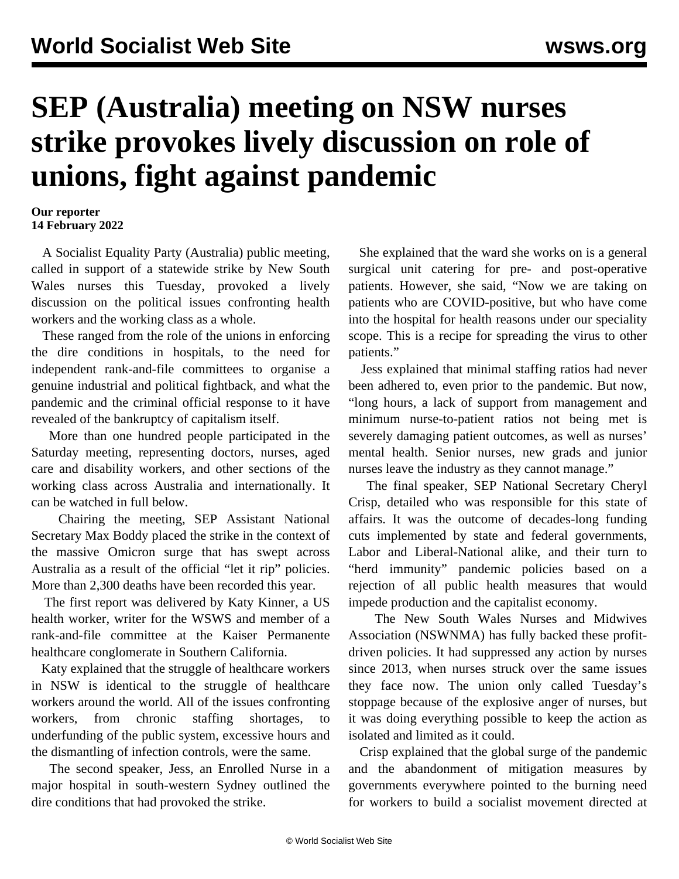# SEP (Australia) meeting on NSW nurses strike provokes lively discussion on role of unions, fight against pandemic

**Our reporter**
**14 February 2022**

A Socialist Equality Party (Australia) public meeting, called in support of a statewide strike by New South Wales nurses this Tuesday, provoked a lively discussion on the political issues confronting health workers and the working class as a whole.

These ranged from the role of the unions in enforcing the dire conditions in hospitals, to the need for independent rank-and-file committees to organise a genuine industrial and political fightback, and what the pandemic and the criminal official response to it have revealed of the bankruptcy of capitalism itself.

More than one hundred people participated in the Saturday meeting, representing doctors, nurses, aged care and disability workers, and other sections of the working class across Australia and internationally. It can be watched in full below.

Chairing the meeting, SEP Assistant National Secretary Max Boddy placed the strike in the context of the massive Omicron surge that has swept across Australia as a result of the official "let it rip" policies. More than 2,300 deaths have been recorded this year.

The first report was delivered by Katy Kinner, a US health worker, writer for the WSWS and member of a rank-and-file committee at the Kaiser Permanente healthcare conglomerate in Southern California.

Katy explained that the struggle of healthcare workers in NSW is identical to the struggle of healthcare workers around the world. All of the issues confronting workers, from chronic staffing shortages, to underfunding of the public system, excessive hours and the dismantling of infection controls, were the same.

The second speaker, Jess, an Enrolled Nurse in a major hospital in south-western Sydney outlined the dire conditions that had provoked the strike.

She explained that the ward she works on is a general surgical unit catering for pre- and post-operative patients. However, she said, "Now we are taking on patients who are COVID-positive, but who have come into the hospital for health reasons under our speciality scope. This is a recipe for spreading the virus to other patients."

Jess explained that minimal staffing ratios had never been adhered to, even prior to the pandemic. But now, "long hours, a lack of support from management and minimum nurse-to-patient ratios not being met is severely damaging patient outcomes, as well as nurses' mental health. Senior nurses, new grads and junior nurses leave the industry as they cannot manage."

The final speaker, SEP National Secretary Cheryl Crisp, detailed who was responsible for this state of affairs. It was the outcome of decades-long funding cuts implemented by state and federal governments, Labor and Liberal-National alike, and their turn to "herd immunity" pandemic policies based on a rejection of all public health measures that would impede production and the capitalist economy.

The New South Wales Nurses and Midwives Association (NSWNMA) has fully backed these profit-driven policies. It had suppressed any action by nurses since 2013, when nurses struck over the same issues they face now. The union only called Tuesday's stoppage because of the explosive anger of nurses, but it was doing everything possible to keep the action as isolated and limited as it could.

Crisp explained that the global surge of the pandemic and the abandonment of mitigation measures by governments everywhere pointed to the burning need for workers to build a socialist movement directed at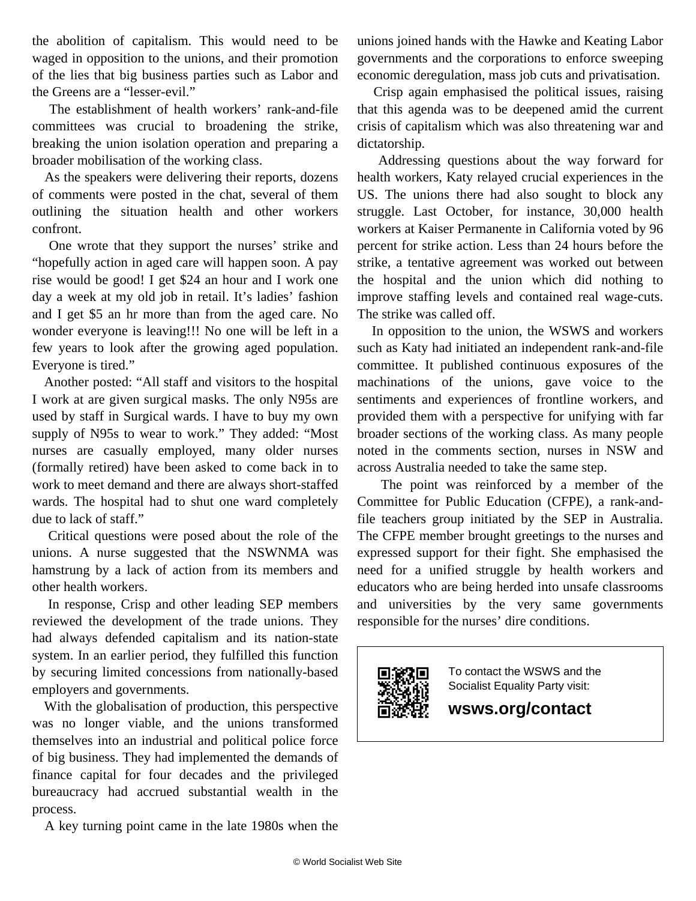the abolition of capitalism. This would need to be waged in opposition to the unions, and their promotion of the lies that big business parties such as Labor and the Greens are a "lesser-evil."

The establishment of health workers' rank-and-file committees was crucial to broadening the strike, breaking the union isolation operation and preparing a broader mobilisation of the working class.

As the speakers were delivering their reports, dozens of comments were posted in the chat, several of them outlining the situation health and other workers confront.

One wrote that they support the nurses' strike and "hopefully action in aged care will happen soon. A pay rise would be good! I get $24 an hour and I work one day a week at my old job in retail. It's ladies' fashion and I get $5 an hr more than from the aged care. No wonder everyone is leaving!!! No one will be left in a few years to look after the growing aged population. Everyone is tired."

Another posted: "All staff and visitors to the hospital I work at are given surgical masks. The only N95s are used by staff in Surgical wards. I have to buy my own supply of N95s to wear to work." They added: "Most nurses are casually employed, many older nurses (formally retired) have been asked to come back in to work to meet demand and there are always short-staffed wards. The hospital had to shut one ward completely due to lack of staff."

Critical questions were posed about the role of the unions. A nurse suggested that the NSWNMA was hamstrung by a lack of action from its members and other health workers.

In response, Crisp and other leading SEP members reviewed the development of the trade unions. They had always defended capitalism and its nation-state system. In an earlier period, they fulfilled this function by securing limited concessions from nationally-based employers and governments.

With the globalisation of production, this perspective was no longer viable, and the unions transformed themselves into an industrial and political police force of big business. They had implemented the demands of finance capital for four decades and the privileged bureaucracy had accrued substantial wealth in the process.

A key turning point came in the late 1980s when the unions joined hands with the Hawke and Keating Labor governments and the corporations to enforce sweeping economic deregulation, mass job cuts and privatisation.

Crisp again emphasised the political issues, raising that this agenda was to be deepened amid the current crisis of capitalism which was also threatening war and dictatorship.

Addressing questions about the way forward for health workers, Katy relayed crucial experiences in the US. The unions there had also sought to block any struggle. Last October, for instance, 30,000 health workers at Kaiser Permanente in California voted by 96 percent for strike action. Less than 24 hours before the strike, a tentative agreement was worked out between the hospital and the union which did nothing to improve staffing levels and contained real wage-cuts. The strike was called off.

In opposition to the union, the WSWS and workers such as Katy had initiated an independent rank-and-file committee. It published continuous exposures of the machinations of the unions, gave voice to the sentiments and experiences of frontline workers, and provided them with a perspective for unifying with far broader sections of the working class. As many people noted in the comments section, nurses in NSW and across Australia needed to take the same step.

The point was reinforced by a member of the Committee for Public Education (CFPE), a rank-and-file teachers group initiated by the SEP in Australia. The CFPE member brought greetings to the nurses and expressed support for their fight. She emphasised the need for a unified struggle by health workers and educators who are being herded into unsafe classrooms and universities by the very same governments responsible for the nurses' dire conditions.

To contact the WSWS and the Socialist Equality Party visit:

**wsws.org/contact**